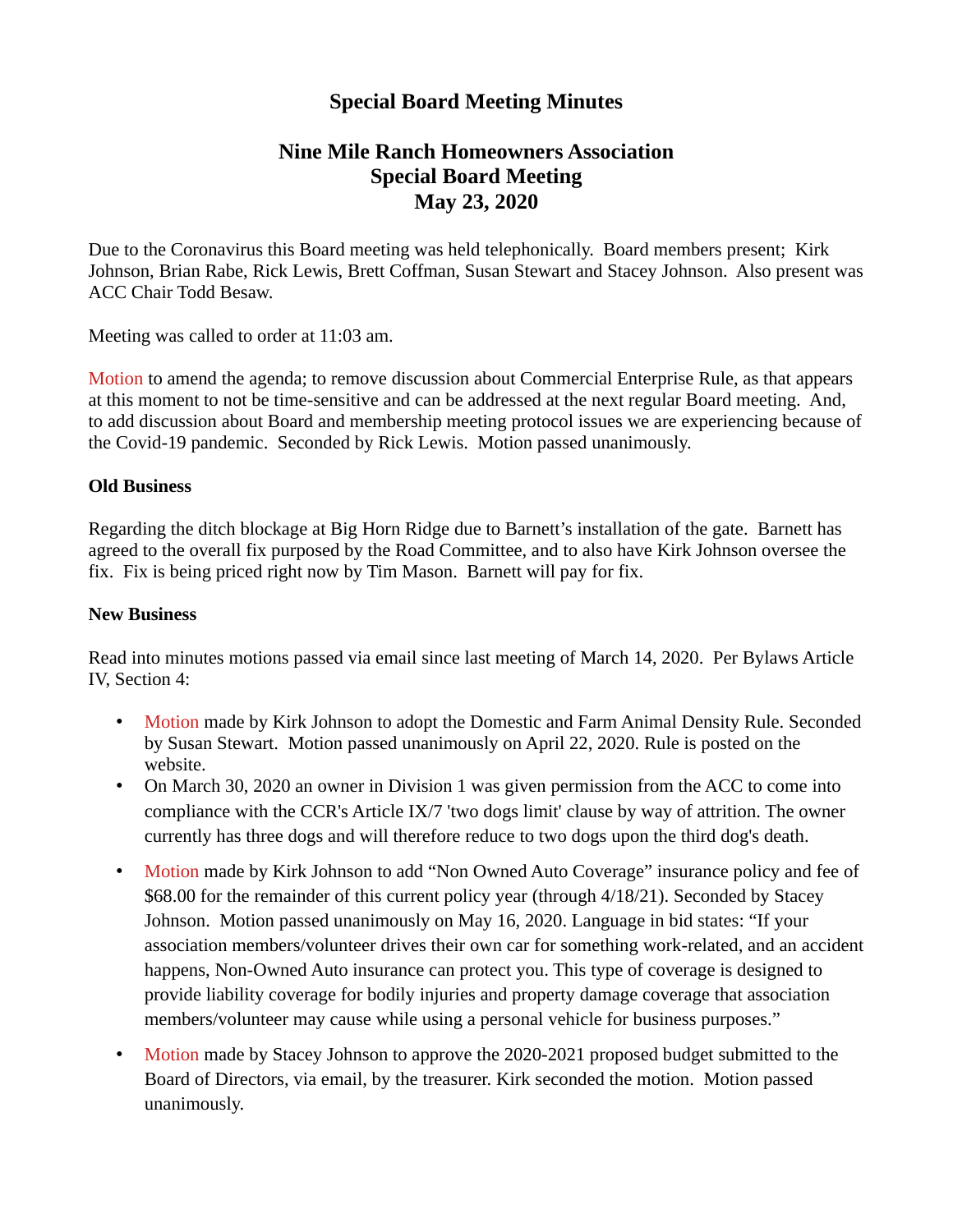# Special Board Meeting Minutes

## Nine Mile Ranch Homeowners Association
## Special Board Meeting
## May 23, 2020

Due to the Coronavirus this Board meeting was held telephonically. Board members present; Kirk Johnson, Brian Rabe, Rick Lewis, Brett Coffman, Susan Stewart and Stacey Johnson. Also present was ACC Chair Todd Besaw.

Meeting was called to order at 11:03 am.

Motion to amend the agenda; to remove discussion about Commercial Enterprise Rule, as that appears at this moment to not be time-sensitive and can be addressed at the next regular Board meeting. And, to add discussion about Board and membership meeting protocol issues we are experiencing because of the Covid-19 pandemic. Seconded by Rick Lewis. Motion passed unanimously.

**Old Business**

Regarding the ditch blockage at Big Horn Ridge due to Barnett's installation of the gate. Barnett has agreed to the overall fix purposed by the Road Committee, and to also have Kirk Johnson oversee the fix. Fix is being priced right now by Tim Mason. Barnett will pay for fix.

**New Business**

Read into minutes motions passed via email since last meeting of March 14, 2020. Per Bylaws Article IV, Section 4:

- Motion made by Kirk Johnson to adopt the Domestic and Farm Animal Density Rule. Seconded by Susan Stewart. Motion passed unanimously on April 22, 2020. Rule is posted on the website.
- On March 30, 2020 an owner in Division 1 was given permission from the ACC to come into compliance with the CCR's Article IX/7 'two dogs limit' clause by way of attrition. The owner currently has three dogs and will therefore reduce to two dogs upon the third dog's death.
- Motion made by Kirk Johnson to add "Non Owned Auto Coverage" insurance policy and fee of $68.00 for the remainder of this current policy year (through 4/18/21). Seconded by Stacey Johnson. Motion passed unanimously on May 16, 2020. Language in bid states: "If your association members/volunteer drives their own car for something work-related, and an accident happens, Non-Owned Auto insurance can protect you. This type of coverage is designed to provide liability coverage for bodily injuries and property damage coverage that association members/volunteer may cause while using a personal vehicle for business purposes."
- Motion made by Stacey Johnson to approve the 2020-2021 proposed budget submitted to the Board of Directors, via email, by the treasurer. Kirk seconded the motion. Motion passed unanimously.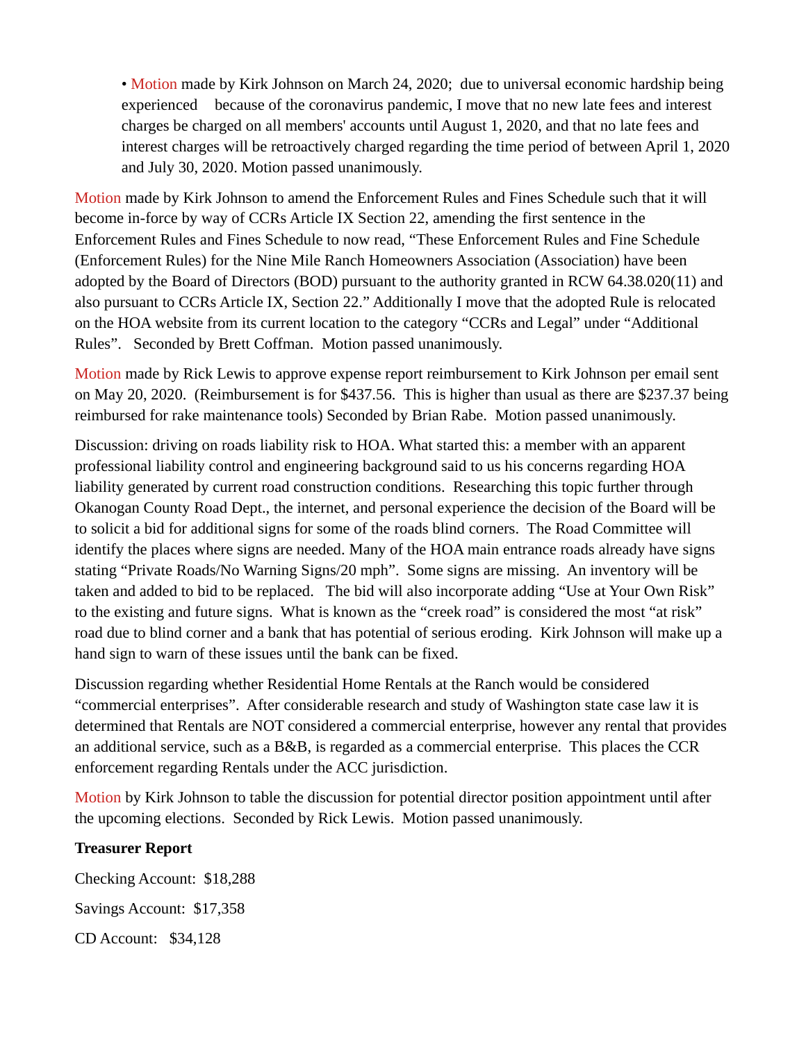- Motion made by Kirk Johnson on March 24, 2020; due to universal economic hardship being experienced because of the coronavirus pandemic, I move that no new late fees and interest charges be charged on all members' accounts until August 1, 2020, and that no late fees and interest charges will be retroactively charged regarding the time period of between April 1, 2020 and July 30, 2020. Motion passed unanimously.

Motion made by Kirk Johnson to amend the Enforcement Rules and Fines Schedule such that it will become in-force by way of CCRs Article IX Section 22, amending the first sentence in the Enforcement Rules and Fines Schedule to now read, "These Enforcement Rules and Fine Schedule (Enforcement Rules) for the Nine Mile Ranch Homeowners Association (Association) have been adopted by the Board of Directors (BOD) pursuant to the authority granted in RCW 64.38.020(11) and also pursuant to CCRs Article IX, Section 22." Additionally I move that the adopted Rule is relocated on the HOA website from its current location to the category "CCRs and Legal" under "Additional Rules". Seconded by Brett Coffman. Motion passed unanimously.

Motion made by Rick Lewis to approve expense report reimbursement to Kirk Johnson per email sent on May 20, 2020. (Reimbursement is for $437.56. This is higher than usual as there are $237.37 being reimbursed for rake maintenance tools) Seconded by Brian Rabe. Motion passed unanimously.

Discussion: driving on roads liability risk to HOA. What started this: a member with an apparent professional liability control and engineering background said to us his concerns regarding HOA liability generated by current road construction conditions. Researching this topic further through Okanogan County Road Dept., the internet, and personal experience the decision of the Board will be to solicit a bid for additional signs for some of the roads blind corners. The Road Committee will identify the places where signs are needed. Many of the HOA main entrance roads already have signs stating "Private Roads/No Warning Signs/20 mph". Some signs are missing. An inventory will be taken and added to bid to be replaced. The bid will also incorporate adding "Use at Your Own Risk" to the existing and future signs. What is known as the "creek road" is considered the most "at risk" road due to blind corner and a bank that has potential of serious eroding. Kirk Johnson will make up a hand sign to warn of these issues until the bank can be fixed.

Discussion regarding whether Residential Home Rentals at the Ranch would be considered "commercial enterprises". After considerable research and study of Washington state case law it is determined that Rentals are NOT considered a commercial enterprise, however any rental that provides an additional service, such as a B&B, is regarded as a commercial enterprise. This places the CCR enforcement regarding Rentals under the ACC jurisdiction.

Motion by Kirk Johnson to table the discussion for potential director position appointment until after the upcoming elections. Seconded by Rick Lewis. Motion passed unanimously.

**Treasurer Report**

Checking Account: $18,288

Savings Account: $17,358

CD Account: $34,128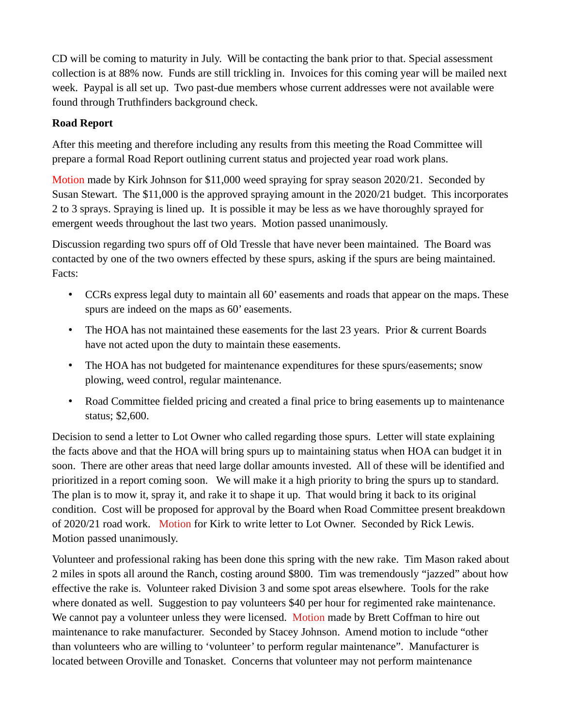CD will be coming to maturity in July. Will be contacting the bank prior to that. Special assessment collection is at 88% now. Funds are still trickling in. Invoices for this coming year will be mailed next week. Paypal is all set up. Two past-due members whose current addresses were not available were found through Truthfinders background check.

**Road Report**

After this meeting and therefore including any results from this meeting the Road Committee will prepare a formal Road Report outlining current status and projected year road work plans.

Motion made by Kirk Johnson for $11,000 weed spraying for spray season 2020/21. Seconded by Susan Stewart. The $11,000 is the approved spraying amount in the 2020/21 budget. This incorporates 2 to 3 sprays. Spraying is lined up. It is possible it may be less as we have thoroughly sprayed for emergent weeds throughout the last two years. Motion passed unanimously.

Discussion regarding two spurs off of Old Tressle that have never been maintained. The Board was contacted by one of the two owners effected by these spurs, asking if the spurs are being maintained. Facts:

- CCRs express legal duty to maintain all 60' easements and roads that appear on the maps. These spurs are indeed on the maps as 60' easements.
- The HOA has not maintained these easements for the last 23 years. Prior & current Boards have not acted upon the duty to maintain these easements.
- The HOA has not budgeted for maintenance expenditures for these spurs/easements; snow plowing, weed control, regular maintenance.
- Road Committee fielded pricing and created a final price to bring easements up to maintenance status; $2,600.

Decision to send a letter to Lot Owner who called regarding those spurs. Letter will state explaining the facts above and that the HOA will bring spurs up to maintaining status when HOA can budget it in soon. There are other areas that need large dollar amounts invested. All of these will be identified and prioritized in a report coming soon. We will make it a high priority to bring the spurs up to standard. The plan is to mow it, spray it, and rake it to shape it up. That would bring it back to its original condition. Cost will be proposed for approval by the Board when Road Committee present breakdown of 2020/21 road work. Motion for Kirk to write letter to Lot Owner. Seconded by Rick Lewis. Motion passed unanimously.

Volunteer and professional raking has been done this spring with the new rake. Tim Mason raked about 2 miles in spots all around the Ranch, costing around $800. Tim was tremendously "jazzed" about how effective the rake is. Volunteer raked Division 3 and some spot areas elsewhere. Tools for the rake where donated as well. Suggestion to pay volunteers $40 per hour for regimented rake maintenance. We cannot pay a volunteer unless they were licensed. Motion made by Brett Coffman to hire out maintenance to rake manufacturer. Seconded by Stacey Johnson. Amend motion to include "other than volunteers who are willing to 'volunteer' to perform regular maintenance". Manufacturer is located between Oroville and Tonasket. Concerns that volunteer may not perform maintenance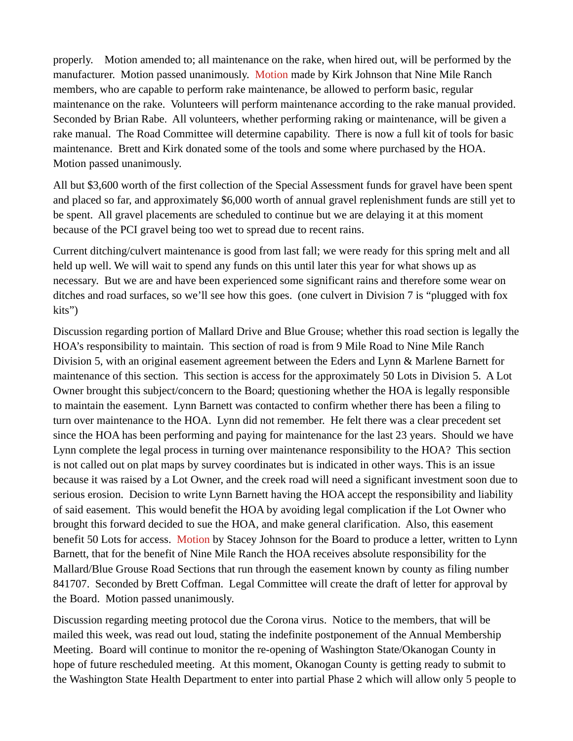properly. Motion amended to; all maintenance on the rake, when hired out, will be performed by the manufacturer. Motion passed unanimously. Motion made by Kirk Johnson that Nine Mile Ranch members, who are capable to perform rake maintenance, be allowed to perform basic, regular maintenance on the rake. Volunteers will perform maintenance according to the rake manual provided. Seconded by Brian Rabe. All volunteers, whether performing raking or maintenance, will be given a rake manual. The Road Committee will determine capability. There is now a full kit of tools for basic maintenance. Brett and Kirk donated some of the tools and some where purchased by the HOA. Motion passed unanimously.

All but $3,600 worth of the first collection of the Special Assessment funds for gravel have been spent and placed so far, and approximately $6,000 worth of annual gravel replenishment funds are still yet to be spent. All gravel placements are scheduled to continue but we are delaying it at this moment because of the PCI gravel being too wet to spread due to recent rains.

Current ditching/culvert maintenance is good from last fall; we were ready for this spring melt and all held up well. We will wait to spend any funds on this until later this year for what shows up as necessary. But we are and have been experienced some significant rains and therefore some wear on ditches and road surfaces, so we'll see how this goes. (one culvert in Division 7 is "plugged with fox kits")

Discussion regarding portion of Mallard Drive and Blue Grouse; whether this road section is legally the HOA's responsibility to maintain. This section of road is from 9 Mile Road to Nine Mile Ranch Division 5, with an original easement agreement between the Eders and Lynn & Marlene Barnett for maintenance of this section. This section is access for the approximately 50 Lots in Division 5. A Lot Owner brought this subject/concern to the Board; questioning whether the HOA is legally responsible to maintain the easement. Lynn Barnett was contacted to confirm whether there has been a filing to turn over maintenance to the HOA. Lynn did not remember. He felt there was a clear precedent set since the HOA has been performing and paying for maintenance for the last 23 years. Should we have Lynn complete the legal process in turning over maintenance responsibility to the HOA? This section is not called out on plat maps by survey coordinates but is indicated in other ways. This is an issue because it was raised by a Lot Owner, and the creek road will need a significant investment soon due to serious erosion. Decision to write Lynn Barnett having the HOA accept the responsibility and liability of said easement. This would benefit the HOA by avoiding legal complication if the Lot Owner who brought this forward decided to sue the HOA, and make general clarification. Also, this easement benefit 50 Lots for access. Motion by Stacey Johnson for the Board to produce a letter, written to Lynn Barnett, that for the benefit of Nine Mile Ranch the HOA receives absolute responsibility for the Mallard/Blue Grouse Road Sections that run through the easement known by county as filing number 841707. Seconded by Brett Coffman. Legal Committee will create the draft of letter for approval by the Board. Motion passed unanimously.

Discussion regarding meeting protocol due the Corona virus. Notice to the members, that will be mailed this week, was read out loud, stating the indefinite postponement of the Annual Membership Meeting. Board will continue to monitor the re-opening of Washington State/Okanogan County in hope of future rescheduled meeting. At this moment, Okanogan County is getting ready to submit to the Washington State Health Department to enter into partial Phase 2 which will allow only 5 people to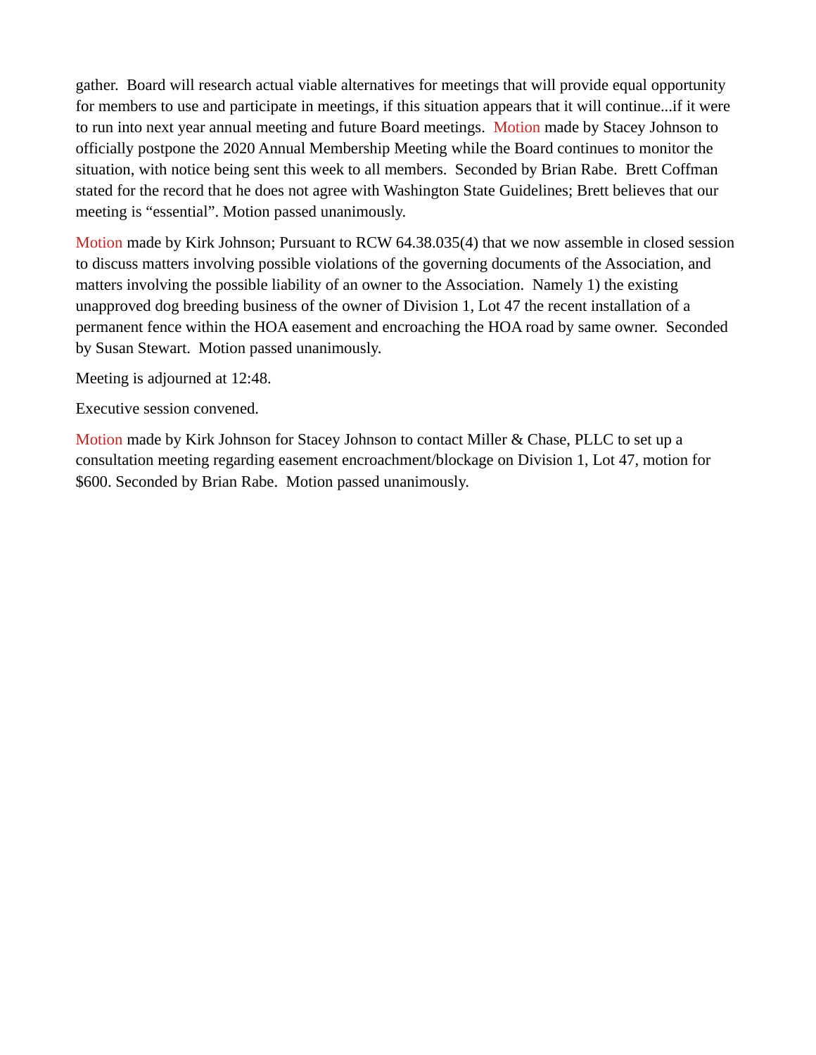gather. Board will research actual viable alternatives for meetings that will provide equal opportunity for members to use and participate in meetings, if this situation appears that it will continue...if it were to run into next year annual meeting and future Board meetings. Motion made by Stacey Johnson to officially postpone the 2020 Annual Membership Meeting while the Board continues to monitor the situation, with notice being sent this week to all members. Seconded by Brian Rabe. Brett Coffman stated for the record that he does not agree with Washington State Guidelines; Brett believes that our meeting is "essential". Motion passed unanimously.

Motion made by Kirk Johnson; Pursuant to RCW 64.38.035(4) that we now assemble in closed session to discuss matters involving possible violations of the governing documents of the Association, and matters involving the possible liability of an owner to the Association. Namely 1) the existing unapproved dog breeding business of the owner of Division 1, Lot 47 the recent installation of a permanent fence within the HOA easement and encroaching the HOA road by same owner. Seconded by Susan Stewart. Motion passed unanimously.

Meeting is adjourned at 12:48.

Executive session convened.

Motion made by Kirk Johnson for Stacey Johnson to contact Miller & Chase, PLLC to set up a consultation meeting regarding easement encroachment/blockage on Division 1, Lot 47, motion for $600. Seconded by Brian Rabe. Motion passed unanimously.